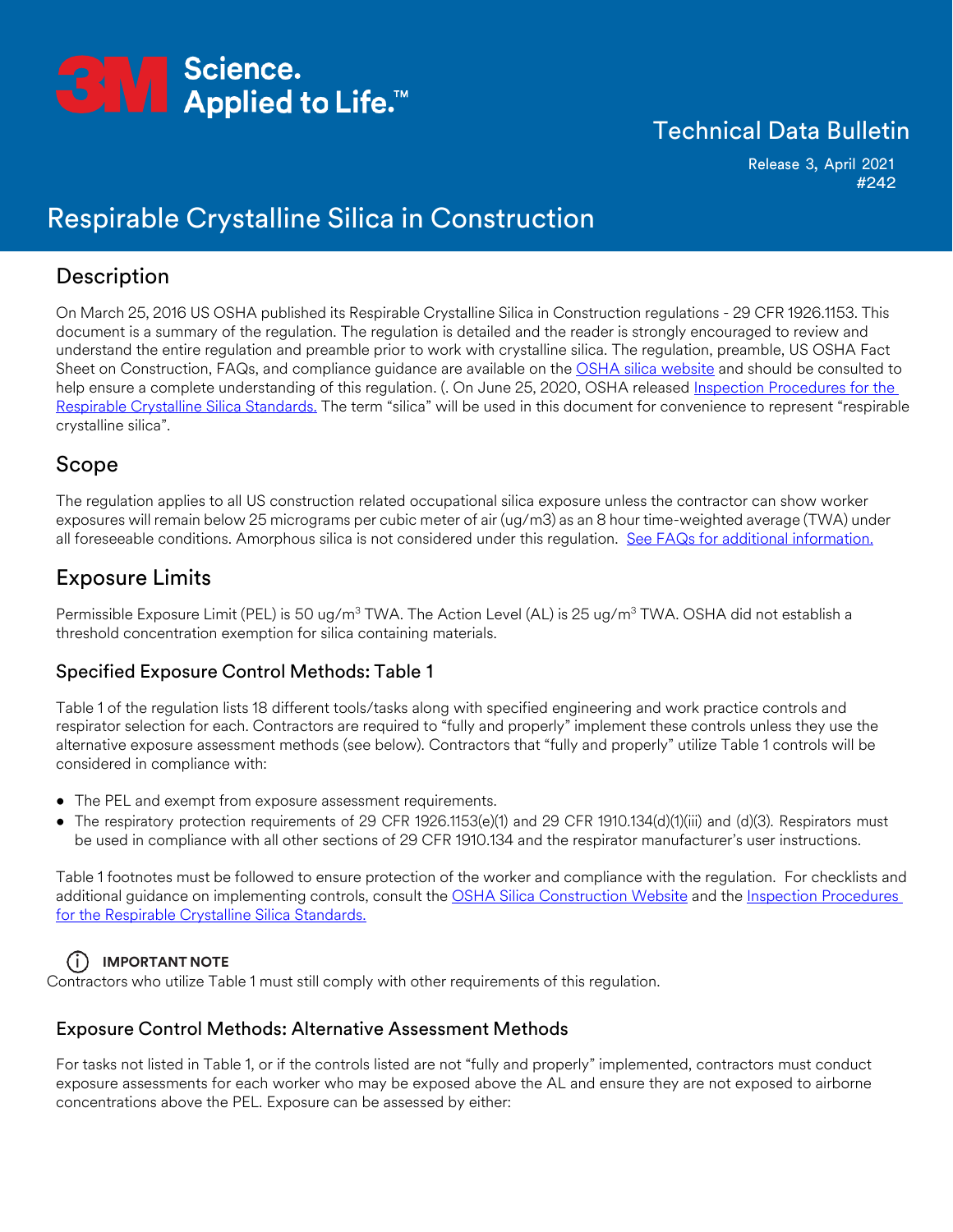Technical Data Bulletin

Release 3, April 2021
#242

# Respirable Crystalline Silica in Construction

## Description

On March 25, 2016 US OSHA published its Respirable Crystalline Silica in Construction regulations - 29 CFR 1926.1153. This document is a summary of the regulation. The regulation is detailed and the reader is strongly encouraged to review and understand the entire regulation and preamble prior to work with crystalline silica. The regulation, preamble, US OSHA Fact Sheet on Construction, FAQs, and compliance guidance are available on the OSHA silica website and should be consulted to help ensure a complete understanding of this regulation. (. On June 25, 2020, OSHA released Inspection Procedures for the Respirable Crystalline Silica Standards. The term "silica" will be used in this document for convenience to represent "respirable crystalline silica".

## Scope

The regulation applies to all US construction related occupational silica exposure unless the contractor can show worker exposures will remain below 25 micrograms per cubic meter of air (ug/m3) as an 8 hour time-weighted average (TWA) under all foreseeable conditions. Amorphous silica is not considered under this regulation. See FAQs for additional information.

## Exposure Limits

Permissible Exposure Limit (PEL) is 50 ug/$m^3$ TWA. The Action Level (AL) is 25 ug/$m^3$ TWA. OSHA did not establish a threshold concentration exemption for silica containing materials.

### Specified Exposure Control Methods: Table 1

Table 1 of the regulation lists 18 different tools/tasks along with specified engineering and work practice controls and respirator selection for each. Contractors are required to "fully and properly" implement these controls unless they use the alternative exposure assessment methods (see below). Contractors that "fully and properly" utilize Table 1 controls will be considered in compliance with:

- The PEL and exempt from exposure assessment requirements.
- The respiratory protection requirements of 29 CFR 1926.1153(e)(1) and 29 CFR 1910.134(d)(1)(iii) and (d)(3). Respirators must be used in compliance with all other sections of 29 CFR 1910.134 and the respirator manufacturer's user instructions.

Table 1 footnotes must be followed to ensure protection of the worker and compliance with the regulation. For checklists and additional guidance on implementing controls, consult the OSHA Silica Construction Website and the Inspection Procedures for the Respirable Crystalline Silica Standards.

**IMPORTANT NOTE**

Contractors who utilize Table 1 must still comply with other requirements of this regulation.

### Exposure Control Methods: Alternative Assessment Methods

For tasks not listed in Table 1, or if the controls listed are not "fully and properly" implemented, contractors must conduct exposure assessments for each worker who may be exposed above the AL and ensure they are not exposed to airborne concentrations above the PEL. Exposure can be assessed by either: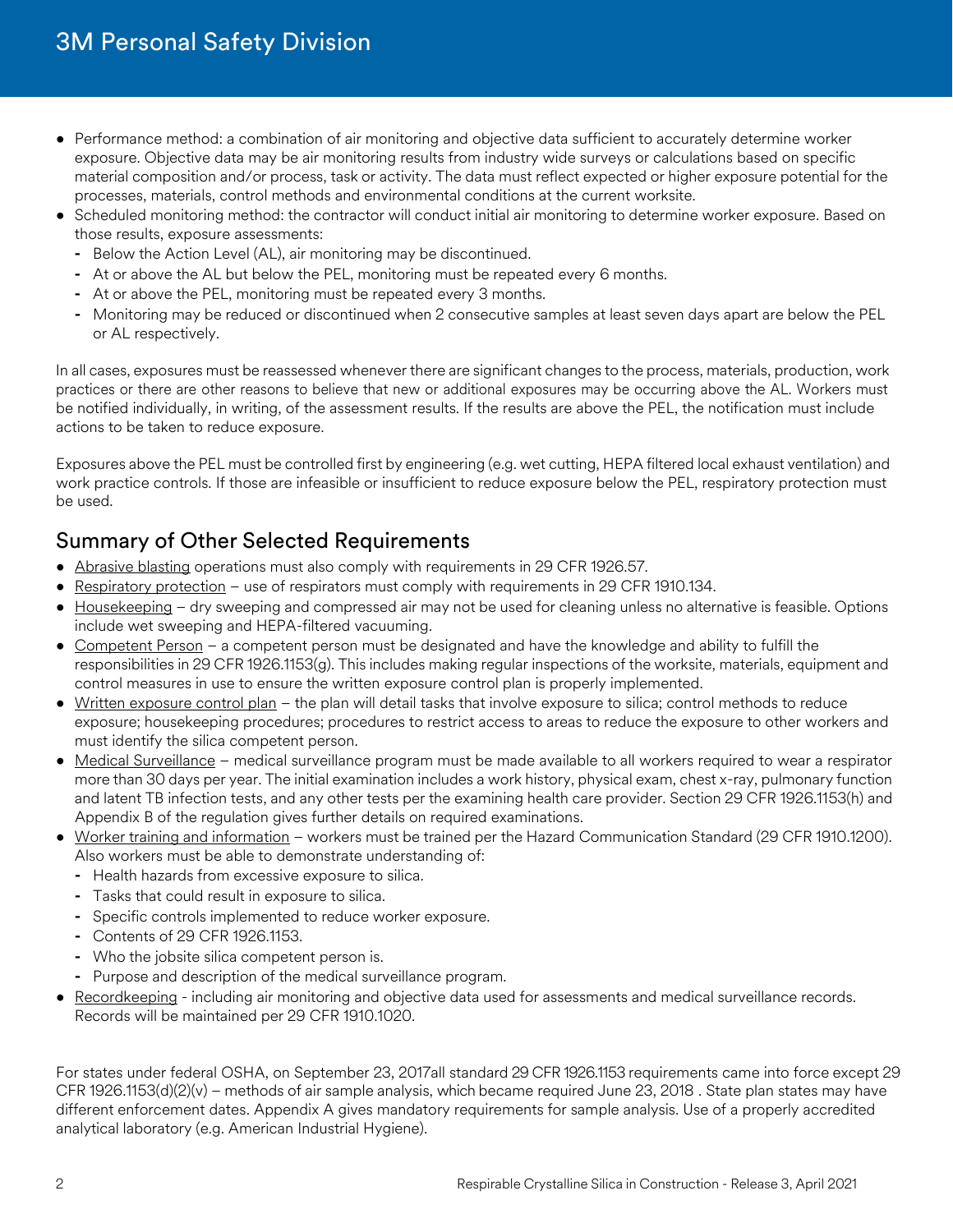- Performance method: a combination of air monitoring and objective data sufficient to accurately determine worker exposure. Objective data may be air monitoring results from industry wide surveys or calculations based on specific material composition and/or process, task or activity. The data must reflect expected or higher exposure potential for the processes, materials, control methods and environmental conditions at the current worksite.
- Scheduled monitoring method: the contractor will conduct initial air monitoring to determine worker exposure. Based on those results, exposure assessments:
  - Below the Action Level (AL), air monitoring may be discontinued.
  - At or above the AL but below the PEL, monitoring must be repeated every 6 months.
  - At or above the PEL, monitoring must be repeated every 3 months.
  - Monitoring may be reduced or discontinued when 2 consecutive samples at least seven days apart are below the PEL or AL respectively.

In all cases, exposures must be reassessed whenever there are significant changes to the process, materials, production, work practices or there are other reasons to believe that new or additional exposures may be occurring above the AL. Workers must be notified individually, in writing, of the assessment results. If the results are above the PEL, the notification must include actions to be taken to reduce exposure.

Exposures above the PEL must be controlled first by engineering (e.g. wet cutting, HEPA filtered local exhaust ventilation) and work practice controls. If those are infeasible or insufficient to reduce exposure below the PEL, respiratory protection must be used.

## Summary of Other Selected Requirements

- Abrasive blasting operations must also comply with requirements in 29 CFR 1926.57.
- Respiratory protection – use of respirators must comply with requirements in 29 CFR 1910.134.
- Housekeeping – dry sweeping and compressed air may not be used for cleaning unless no alternative is feasible. Options include wet sweeping and HEPA-filtered vacuuming.
- Competent Person – a competent person must be designated and have the knowledge and ability to fulfill the responsibilities in 29 CFR 1926.1153(g). This includes making regular inspections of the worksite, materials, equipment and control measures in use to ensure the written exposure control plan is properly implemented.
- Written exposure control plan – the plan will detail tasks that involve exposure to silica; control methods to reduce exposure; housekeeping procedures; procedures to restrict access to areas to reduce the exposure to other workers and must identify the silica competent person.
- Medical Surveillance – medical surveillance program must be made available to all workers required to wear a respirator more than 30 days per year. The initial examination includes a work history, physical exam, chest x-ray, pulmonary function and latent TB infection tests, and any other tests per the examining health care provider. Section 29 CFR 1926.1153(h) and Appendix B of the regulation gives further details on required examinations.
- Worker training and information – workers must be trained per the Hazard Communication Standard (29 CFR 1910.1200). Also workers must be able to demonstrate understanding of:
  - Health hazards from excessive exposure to silica.
  - Tasks that could result in exposure to silica.
  - Specific controls implemented to reduce worker exposure.
  - Contents of 29 CFR 1926.1153.
  - Who the jobsite silica competent person is.
  - Purpose and description of the medical surveillance program.
- Recordkeeping - including air monitoring and objective data used for assessments and medical surveillance records. Records will be maintained per 29 CFR 1910.1020.

For states under federal OSHA, on September 23, 2017all standard 29 CFR 1926.1153 requirements came into force except 29 CFR 1926.1153(d)(2)(v) – methods of air sample analysis, which became required June 23, 2018 . State plan states may have different enforcement dates. Appendix A gives mandatory requirements for sample analysis. Use of a properly accredited analytical laboratory (e.g. American Industrial Hygiene).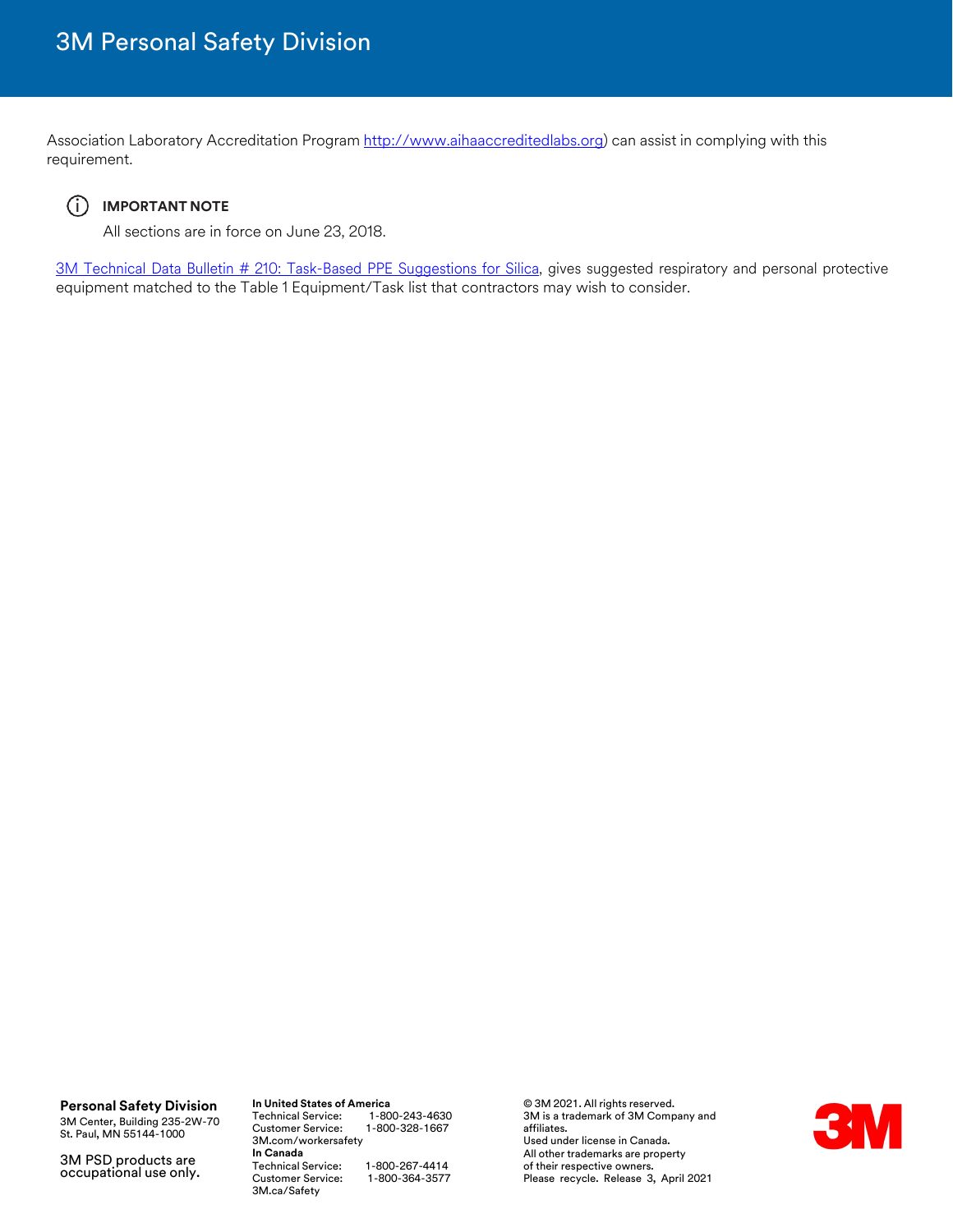Association Laboratory Accreditation Program http://www.aihaaccreditedlabs.org) can assist in complying with this requirement.

**IMPORTANT NOTE**

All sections are in force on June 23, 2018.

3M Technical Data Bulletin # 210: Task-Based PPE Suggestions for Silica, gives suggested respiratory and personal protective equipment matched to the Table 1 Equipment/Task list that contractors may wish to consider.

**Personal Safety Division**
3M Center, Building 235-2W-70
St. Paul, MN 55144-1000

3M PSD products are occupational use only.

**In United States of America**
Technical Service: 1-800-243-4630
Customer Service: 1-800-328-1667
3M.com/workersafety

**In Canada**
Technical Service: 1-800-267-4414
Customer Service: 1-800-364-3577
3M.ca/Safety

© 3M 2021. All rights reserved.
3M is a trademark of 3M Company and affiliates.
Used under license in Canada.
All other trademarks are property of their respective owners.
Please recycle. Release 3, April 2021